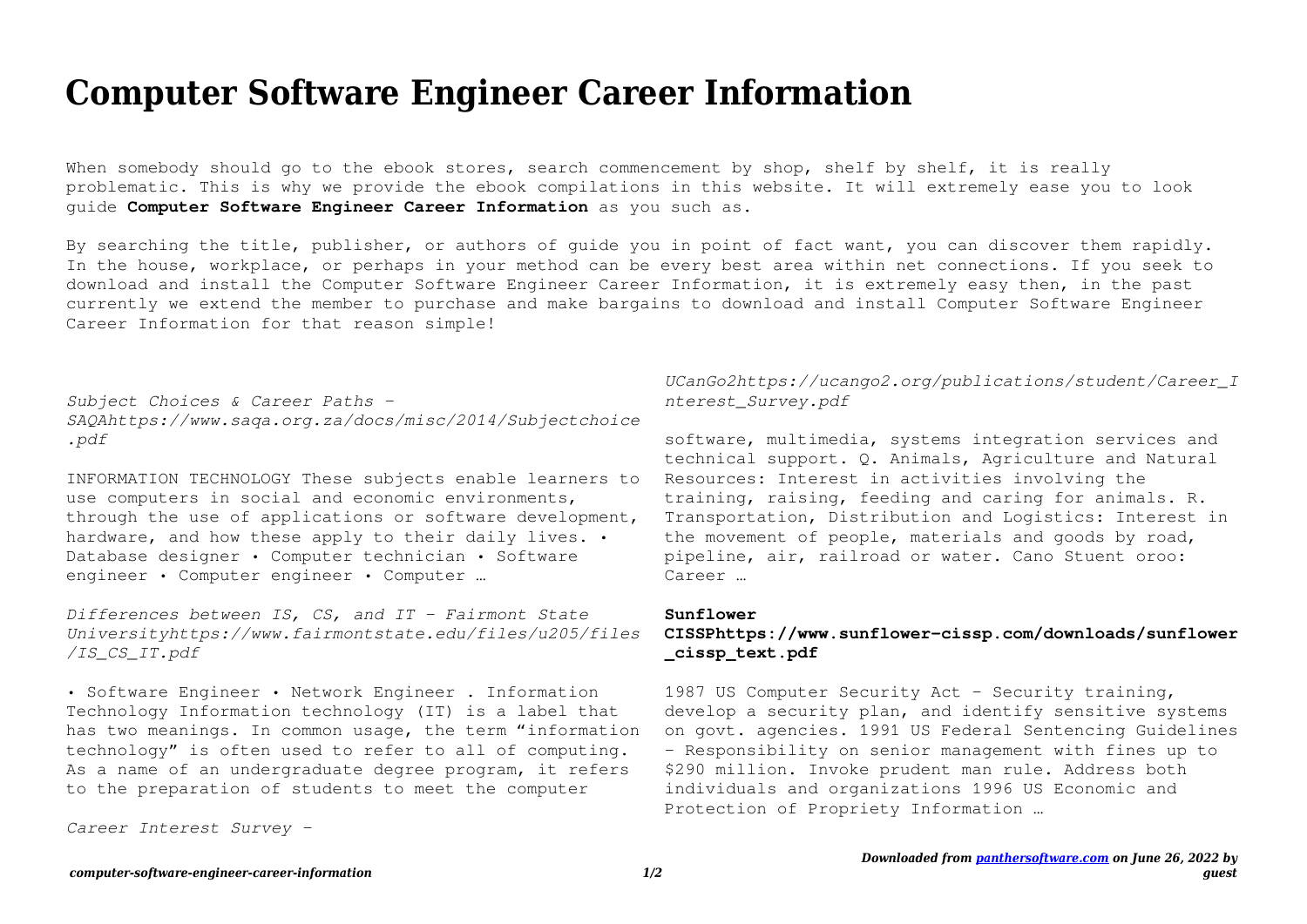# Computer Software Engineer Career Information

When somebody should go to the ebook stores, search commencement by shop, shelf by shelf, it is really problematic. This is why we provide the ebook compilations in this website. It will extremely ease you to look guide **Computer Software Engineer Career Information** as you such as.

By searching the title, publisher, or authors of guide you in point of fact want, you can discover them rapidly. In the house, workplace, or perhaps in your method can be every best area within net connections. If you seek to download and install the Computer Software Engineer Career Information, it is extremely easy then, in the past currently we extend the member to purchase and make bargains to download and install Computer Software Engineer Career Information for that reason simple!

*Subject Choices & Career Paths - SAQAhttps://www.saqa.org.za/docs/misc/2014/Subjectchoice.pdf*

INFORMATION TECHNOLOGY These subjects enable learners to use computers in social and economic environments, through the use of applications or software development, hardware, and how these apply to their daily lives. • Database designer • Computer technician • Software engineer • Computer engineer • Computer …

*Differences between IS, CS, and IT - Fairmont State Universityhttps://www.fairmontstate.edu/files/u205/files/IS_CS_IT.pdf*

• Software Engineer • Network Engineer . Information Technology Information technology (IT) is a label that has two meanings. In common usage, the term "information technology" is often used to refer to all of computing. As a name of an undergraduate degree program, it refers to the preparation of students to meet the computer

*Career Interest Survey - UCanGo2https://ucango2.org/publications/student/Career_Interest_Survey.pdf*

software, multimedia, systems integration services and technical support. Q. Animals, Agriculture and Natural Resources: Interest in activities involving the training, raising, feeding and caring for animals. R. Transportation, Distribution and Logistics: Interest in the movement of people, materials and goods by road, pipeline, air, railroad or water. Cano Stuent oroo: Career …

**Sunflower CISSPhttps://www.sunflower-cissp.com/downloads/sunflower_cissp_text.pdf**

1987 US Computer Security Act - Security training, develop a security plan, and identify sensitive systems on govt. agencies. 1991 US Federal Sentencing Guidelines - Responsibility on senior management with fines up to $290 million. Invoke prudent man rule. Address both individuals and organizations 1996 US Economic and Protection of Propriety Information …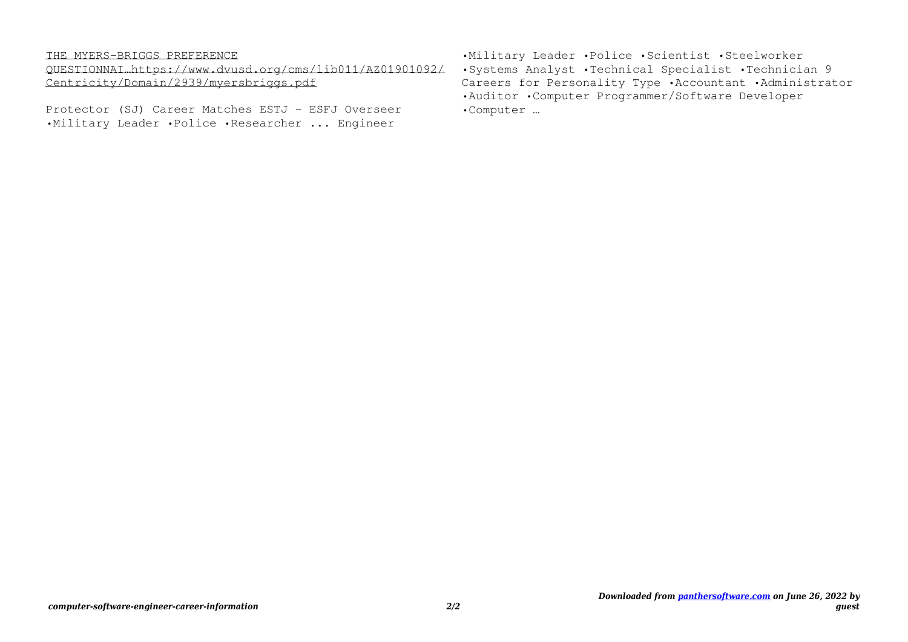[THE MYERS-BRIGGS PREFERENCE QUESTIONNAI…https://www.dvusd.org/cms/lib011/AZ01901092/Centricity/Domain/2939/myersbriggs.pdf](https://www.dvusd.org/cms/lib011/AZ01901092/Centricity/Domain/2939/myersbriggs.pdf)

Protector (SJ) Career Matches ESTJ - ESFJ Overseer •Military Leader •Police •Researcher ... Engineer •Military Leader •Police •Scientist •Steelworker •Systems Analyst •Technical Specialist •Technician 9 Careers for Personality Type •Accountant •Administrator •Auditor •Computer Programmer/Software Developer •Computer …